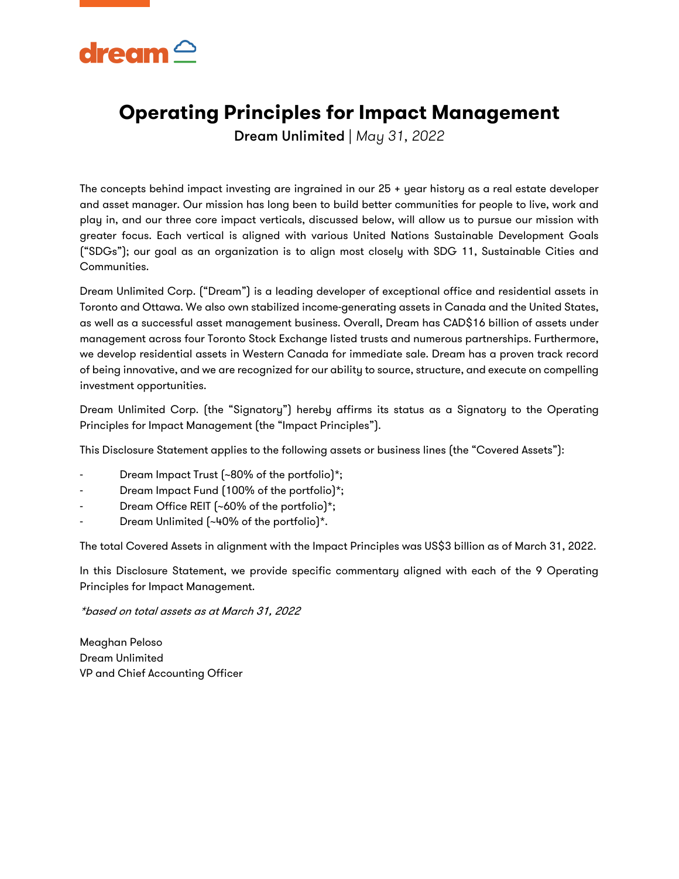# Operating Principles for Impact Management

**Dream Unlimited** | *May 31, 2022*

The concepts behind impact investing are ingrained in our 25 + year history as a real estate developer and asset manager. Our mission has long been to build better communities for people to live, work and play in, and our three core impact verticals, discussed below, will allow us to pursue our mission with greater focus. Each vertical is aligned with various United Nations Sustainable Development Goals ("SDGs"); our goal as an organization is to align most closely with SDG 11, Sustainable Cities and Communities.

Dream Unlimited Corp. ("Dream") is a leading developer of exceptional office and residential assets in Toronto and Ottawa. We also own stabilized income-generating assets in Canada and the United States, as well as a successful asset management business. Overall, Dream has CAD$16 billion of assets under management across four Toronto Stock Exchange listed trusts and numerous partnerships. Furthermore, we develop residential assets in Western Canada for immediate sale. Dream has a proven track record of being innovative, and we are recognized for our ability to source, structure, and execute on compelling investment opportunities.

Dream Unlimited Corp. (the "Signatory") hereby affirms its status as a Signatory to the Operating Principles for Impact Management (the "Impact Principles").

This Disclosure Statement applies to the following assets or business lines (the "Covered Assets"):

- Dream Impact Trust (~80% of the portfolio)*;
- Dream Impact Fund (100% of the portfolio)*;
- Dream Office REIT (~60% of the portfolio)*;
- Dream Unlimited (~40% of the portfolio)*.

The total Covered Assets in alignment with the Impact Principles was US$3 billion as of March 31, 2022.

In this Disclosure Statement, we provide specific commentary aligned with each of the 9 Operating Principles for Impact Management.

*\*based on total assets as at March 31, 2022*

Meaghan Peloso
Dream Unlimited
VP and Chief Accounting Officer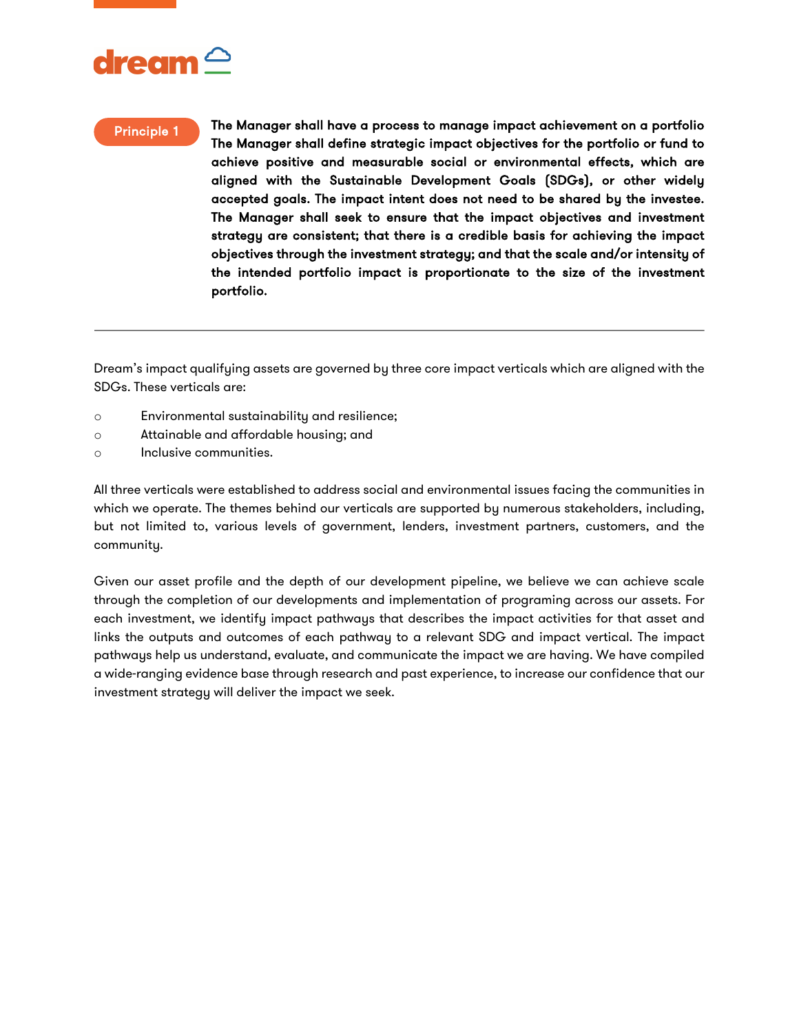**Principle 1**

**The Manager shall have a process to manage impact achievement on a portfolio The Manager shall define strategic impact objectives for the portfolio or fund to achieve positive and measurable social or environmental effects, which are aligned with the Sustainable Development Goals (SDGs), or other widely accepted goals. The impact intent does not need to be shared by the investee. The Manager shall seek to ensure that the impact objectives and investment strategy are consistent; that there is a credible basis for achieving the impact objectives through the investment strategy; and that the scale and/or intensity of the intended portfolio impact is proportionate to the size of the investment portfolio.**

---

Dream's impact qualifying assets are governed by three core impact verticals which are aligned with the SDGs. These verticals are:

- Environmental sustainability and resilience;
- Attainable and affordable housing; and
- Inclusive communities.

All three verticals were established to address social and environmental issues facing the communities in which we operate. The themes behind our verticals are supported by numerous stakeholders, including, but not limited to, various levels of government, lenders, investment partners, customers, and the community.

Given our asset profile and the depth of our development pipeline, we believe we can achieve scale through the completion of our developments and implementation of programing across our assets. For each investment, we identify impact pathways that describes the impact activities for that asset and links the outputs and outcomes of each pathway to a relevant SDG and impact vertical. The impact pathways help us understand, evaluate, and communicate the impact we are having. We have compiled a wide-ranging evidence base through research and past experience, to increase our confidence that our investment strategy will deliver the impact we seek.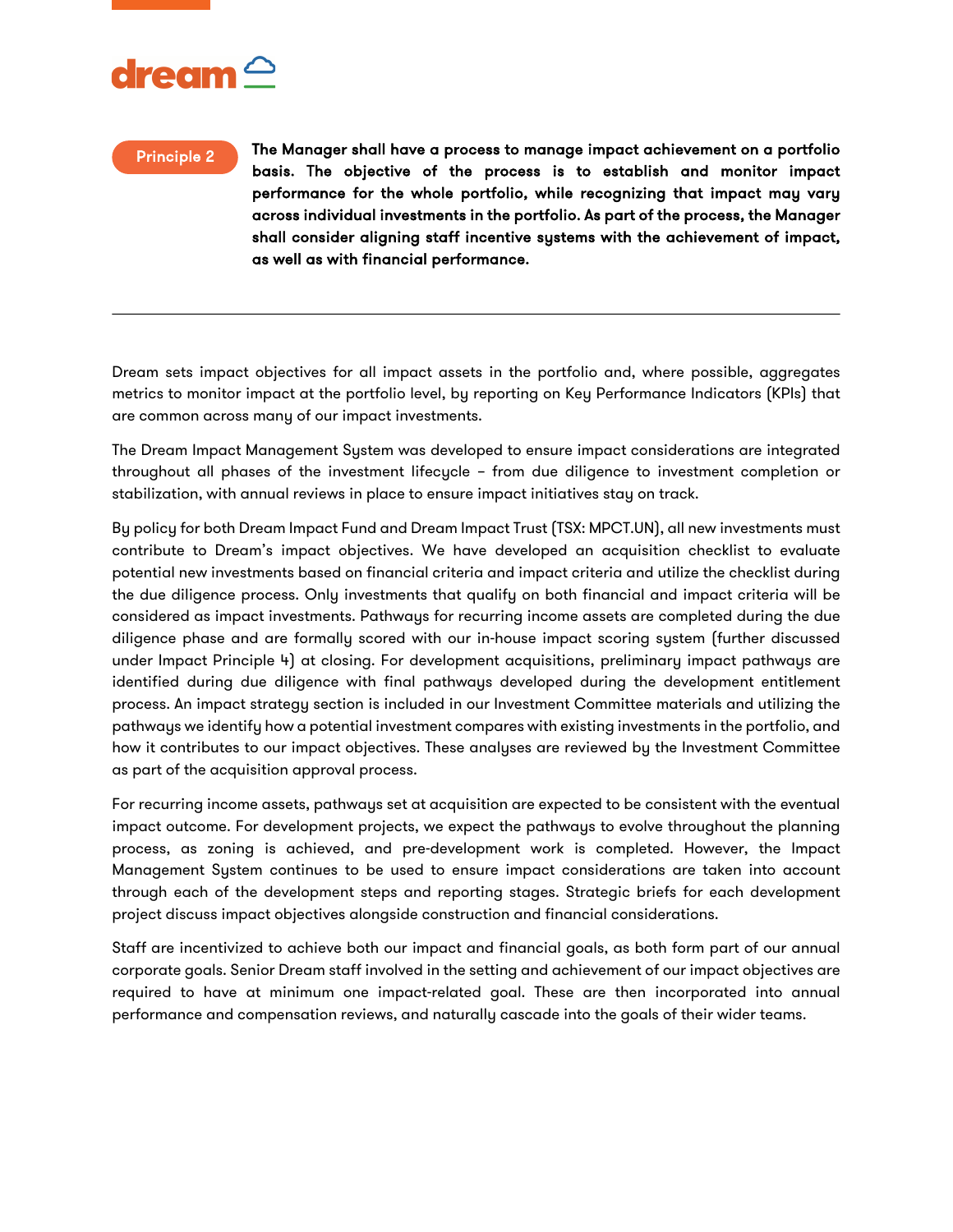**Principle 2** **The Manager shall have a process to manage impact achievement on a portfolio basis. The objective of the process is to establish and monitor impact performance for the whole portfolio, while recognizing that impact may vary across individual investments in the portfolio. As part of the process, the Manager shall consider aligning staff incentive systems with the achievement of impact, as well as with financial performance.**

---

Dream sets impact objectives for all impact assets in the portfolio and, where possible, aggregates metrics to monitor impact at the portfolio level, by reporting on Key Performance Indicators (KPIs) that are common across many of our impact investments.

The Dream Impact Management System was developed to ensure impact considerations are integrated throughout all phases of the investment lifecycle – from due diligence to investment completion or stabilization, with annual reviews in place to ensure impact initiatives stay on track.

By policy for both Dream Impact Fund and Dream Impact Trust (TSX: MPCT.UN), all new investments must contribute to Dream's impact objectives. We have developed an acquisition checklist to evaluate potential new investments based on financial criteria and impact criteria and utilize the checklist during the due diligence process. Only investments that qualify on both financial and impact criteria will be considered as impact investments. Pathways for recurring income assets are completed during the due diligence phase and are formally scored with our in-house impact scoring system (further discussed under Impact Principle 4) at closing. For development acquisitions, preliminary impact pathways are identified during due diligence with final pathways developed during the development entitlement process. An impact strategy section is included in our Investment Committee materials and utilizing the pathways we identify how a potential investment compares with existing investments in the portfolio, and how it contributes to our impact objectives. These analyses are reviewed by the Investment Committee as part of the acquisition approval process.

For recurring income assets, pathways set at acquisition are expected to be consistent with the eventual impact outcome. For development projects, we expect the pathways to evolve throughout the planning process, as zoning is achieved, and pre-development work is completed. However, the Impact Management System continues to be used to ensure impact considerations are taken into account through each of the development steps and reporting stages. Strategic briefs for each development project discuss impact objectives alongside construction and financial considerations.

Staff are incentivized to achieve both our impact and financial goals, as both form part of our annual corporate goals. Senior Dream staff involved in the setting and achievement of our impact objectives are required to have at minimum one impact-related goal. These are then incorporated into annual performance and compensation reviews, and naturally cascade into the goals of their wider teams.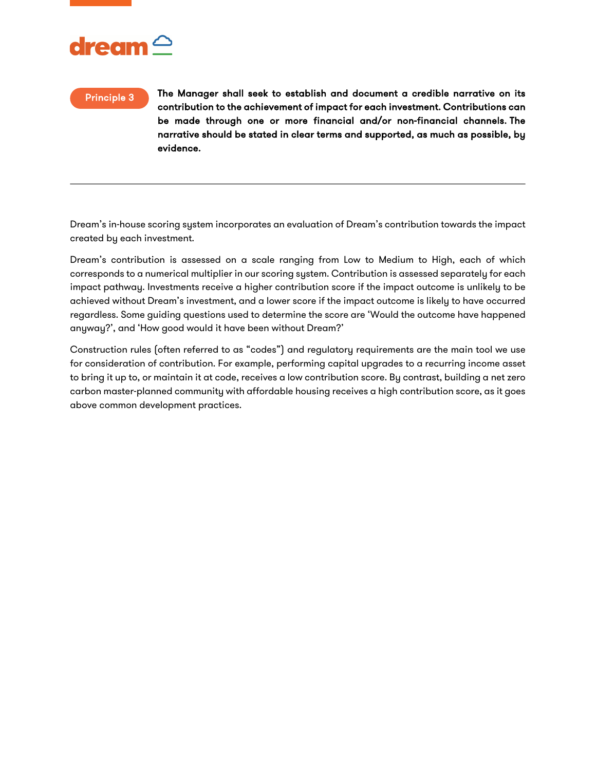**Principle 3**

**The Manager shall seek to establish and document a credible narrative on its contribution to the achievement of impact for each investment. Contributions can be made through one or more financial and/or non-financial channels. The narrative should be stated in clear terms and supported, as much as possible, by evidence.**

---

Dream's in-house scoring system incorporates an evaluation of Dream's contribution towards the impact created by each investment.

Dream's contribution is assessed on a scale ranging from Low to Medium to High, each of which corresponds to a numerical multiplier in our scoring system. Contribution is assessed separately for each impact pathway. Investments receive a higher contribution score if the impact outcome is unlikely to be achieved without Dream's investment, and a lower score if the impact outcome is likely to have occurred regardless. Some guiding questions used to determine the score are 'Would the outcome have happened anyway?', and 'How good would it have been without Dream?'

Construction rules (often referred to as "codes") and regulatory requirements are the main tool we use for consideration of contribution. For example, performing capital upgrades to a recurring income asset to bring it up to, or maintain it at code, receives a low contribution score. By contrast, building a net zero carbon master-planned community with affordable housing receives a high contribution score, as it goes above common development practices.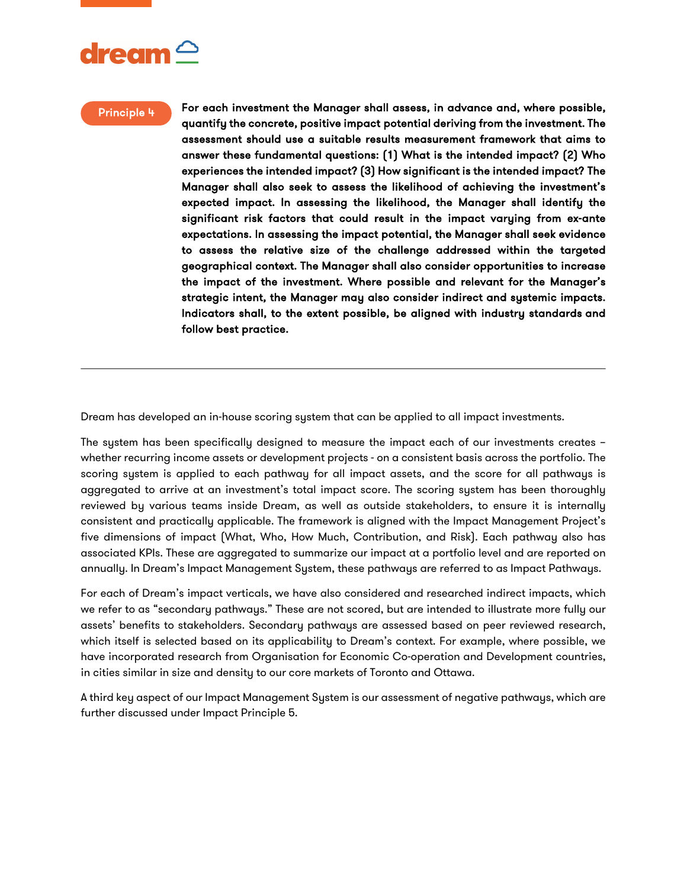**Principle 4**

**For each investment the Manager shall assess, in advance and, where possible, quantify the concrete, positive impact potential deriving from the investment. The assessment should use a suitable results measurement framework that aims to answer these fundamental questions: (1) What is the intended impact? (2) Who experiences the intended impact? (3) How significant is the intended impact? The Manager shall also seek to assess the likelihood of achieving the investment's expected impact. In assessing the likelihood, the Manager shall identify the significant risk factors that could result in the impact varying from ex-ante expectations. In assessing the impact potential, the Manager shall seek evidence to assess the relative size of the challenge addressed within the targeted geographical context. The Manager shall also consider opportunities to increase the impact of the investment. Where possible and relevant for the Manager's strategic intent, the Manager may also consider indirect and systemic impacts. Indicators shall, to the extent possible, be aligned with industry standards and follow best practice.**

---

Dream has developed an in-house scoring system that can be applied to all impact investments.

The system has been specifically designed to measure the impact each of our investments creates – whether recurring income assets or development projects - on a consistent basis across the portfolio. The scoring system is applied to each pathway for all impact assets, and the score for all pathways is aggregated to arrive at an investment's total impact score. The scoring system has been thoroughly reviewed by various teams inside Dream, as well as outside stakeholders, to ensure it is internally consistent and practically applicable. The framework is aligned with the Impact Management Project's five dimensions of impact (What, Who, How Much, Contribution, and Risk). Each pathway also has associated KPIs. These are aggregated to summarize our impact at a portfolio level and are reported on annually. In Dream's Impact Management System, these pathways are referred to as Impact Pathways.

For each of Dream's impact verticals, we have also considered and researched indirect impacts, which we refer to as "secondary pathways." These are not scored, but are intended to illustrate more fully our assets' benefits to stakeholders. Secondary pathways are assessed based on peer reviewed research, which itself is selected based on its applicability to Dream's context. For example, where possible, we have incorporated research from Organisation for Economic Co-operation and Development countries, in cities similar in size and density to our core markets of Toronto and Ottawa.

A third key aspect of our Impact Management System is our assessment of negative pathways, which are further discussed under Impact Principle 5.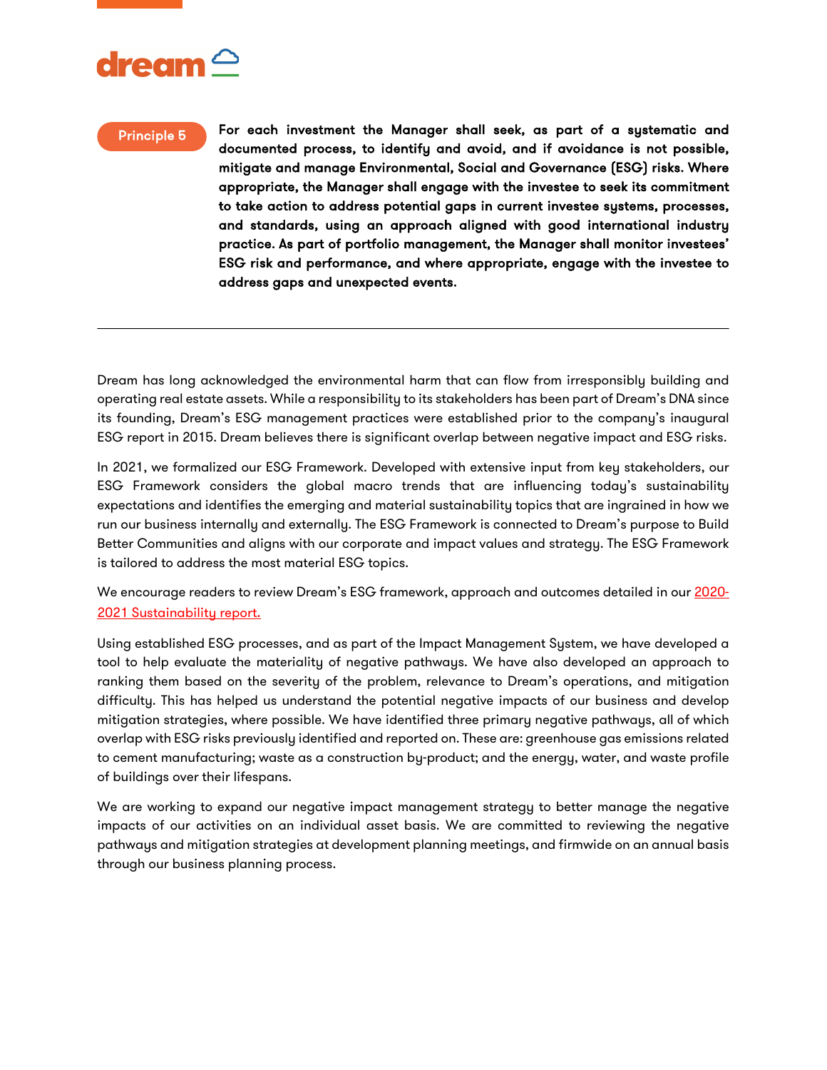**Principle 5**

**For each investment the Manager shall seek, as part of a systematic and documented process, to identify and avoid, and if avoidance is not possible, mitigate and manage Environmental, Social and Governance (ESG) risks. Where appropriate, the Manager shall engage with the investee to seek its commitment to take action to address potential gaps in current investee systems, processes, and standards, using an approach aligned with good international industry practice. As part of portfolio management, the Manager shall monitor investees' ESG risk and performance, and where appropriate, engage with the investee to address gaps and unexpected events.**

---

Dream has long acknowledged the environmental harm that can flow from irresponsibly building and operating real estate assets. While a responsibility to its stakeholders has been part of Dream's DNA since its founding, Dream's ESG management practices were established prior to the company's inaugural ESG report in 2015. Dream believes there is significant overlap between negative impact and ESG risks.

In 2021, we formalized our ESG Framework. Developed with extensive input from key stakeholders, our ESG Framework considers the global macro trends that are influencing today's sustainability expectations and identifies the emerging and material sustainability topics that are ingrained in how we run our business internally and externally. The ESG Framework is connected to Dream's purpose to Build Better Communities and aligns with our corporate and impact values and strategy. The ESG Framework is tailored to address the most material ESG topics.

We encourage readers to review Dream's ESG framework, approach and outcomes detailed in our 2020-2021 Sustainability report.

Using established ESG processes, and as part of the Impact Management System, we have developed a tool to help evaluate the materiality of negative pathways. We have also developed an approach to ranking them based on the severity of the problem, relevance to Dream's operations, and mitigation difficulty. This has helped us understand the potential negative impacts of our business and develop mitigation strategies, where possible. We have identified three primary negative pathways, all of which overlap with ESG risks previously identified and reported on. These are: greenhouse gas emissions related to cement manufacturing; waste as a construction by-product; and the energy, water, and waste profile of buildings over their lifespans.

We are working to expand our negative impact management strategy to better manage the negative impacts of our activities on an individual asset basis. We are committed to reviewing the negative pathways and mitigation strategies at development planning meetings, and firmwide on an annual basis through our business planning process.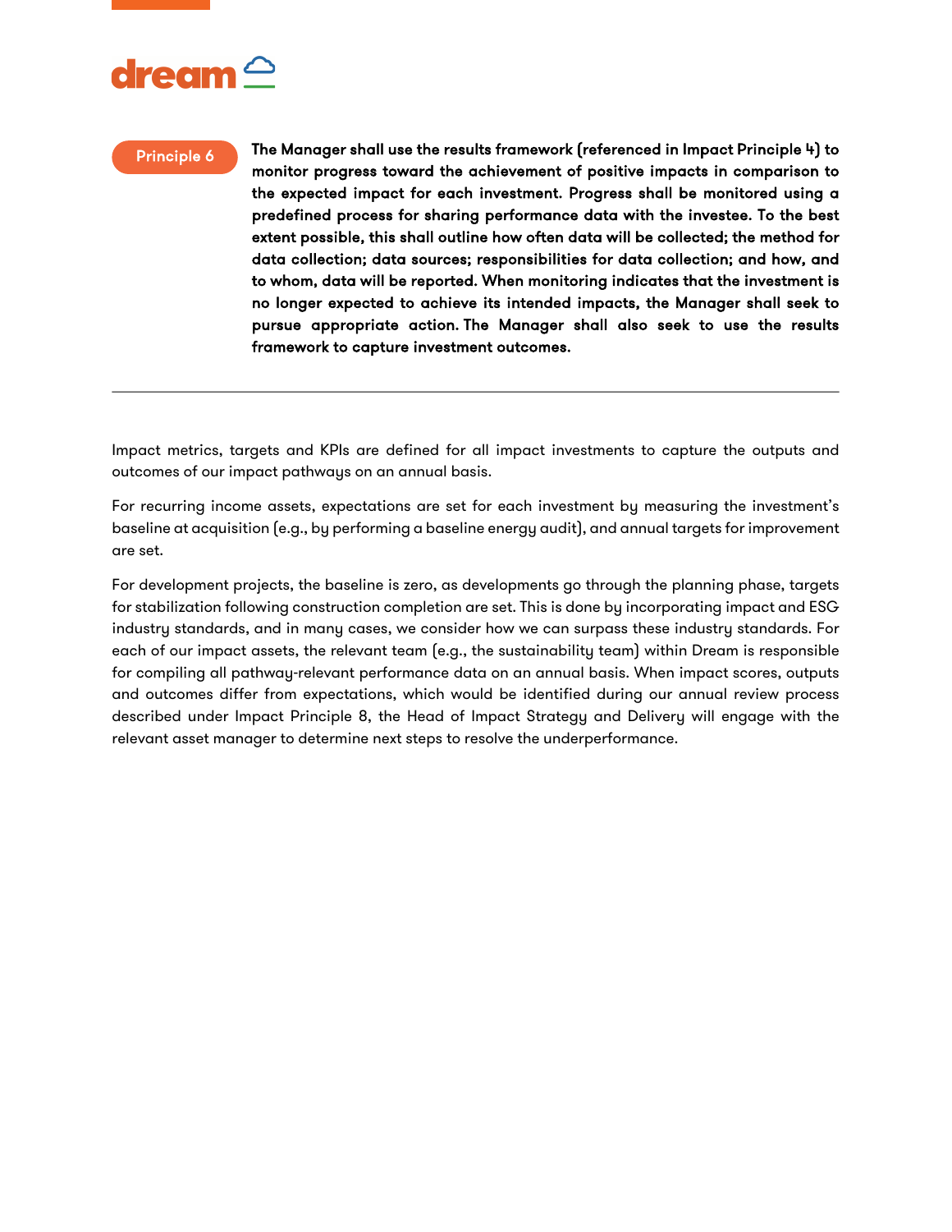**Principle 6**

**The Manager shall use the results framework (referenced in Impact Principle 4) to monitor progress toward the achievement of positive impacts in comparison to the expected impact for each investment. Progress shall be monitored using a predefined process for sharing performance data with the investee. To the best extent possible, this shall outline how often data will be collected; the method for data collection; data sources; responsibilities for data collection; and how, and to whom, data will be reported. When monitoring indicates that the investment is no longer expected to achieve its intended impacts, the Manager shall seek to pursue appropriate action. The Manager shall also seek to use the results framework to capture investment outcomes.**

---

Impact metrics, targets and KPIs are defined for all impact investments to capture the outputs and outcomes of our impact pathways on an annual basis.

For recurring income assets, expectations are set for each investment by measuring the investment's baseline at acquisition (e.g., by performing a baseline energy audit), and annual targets for improvement are set.

For development projects, the baseline is zero, as developments go through the planning phase, targets for stabilization following construction completion are set. This is done by incorporating impact and ESG industry standards, and in many cases, we consider how we can surpass these industry standards. For each of our impact assets, the relevant team (e.g., the sustainability team) within Dream is responsible for compiling all pathway-relevant performance data on an annual basis. When impact scores, outputs and outcomes differ from expectations, which would be identified during our annual review process described under Impact Principle 8, the Head of Impact Strategy and Delivery will engage with the relevant asset manager to determine next steps to resolve the underperformance.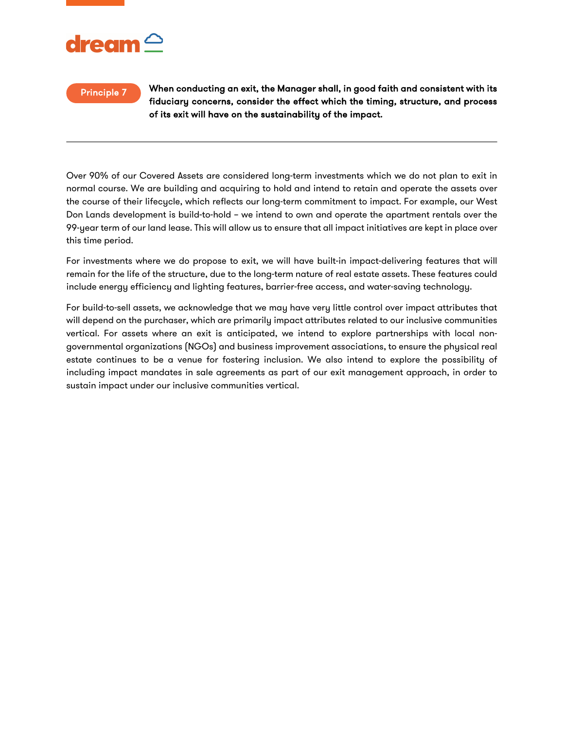## Principle 7

**When conducting an exit, the Manager shall, in good faith and consistent with its fiduciary concerns, consider the effect which the timing, structure, and process of its exit will have on the sustainability of the impact.**

---

Over 90% of our Covered Assets are considered long-term investments which we do not plan to exit in normal course. We are building and acquiring to hold and intend to retain and operate the assets over the course of their lifecycle, which reflects our long-term commitment to impact. For example, our West Don Lands development is build-to-hold – we intend to own and operate the apartment rentals over the 99-year term of our land lease. This will allow us to ensure that all impact initiatives are kept in place over this time period.

For investments where we do propose to exit, we will have built-in impact-delivering features that will remain for the life of the structure, due to the long-term nature of real estate assets. These features could include energy efficiency and lighting features, barrier-free access, and water-saving technology.

For build-to-sell assets, we acknowledge that we may have very little control over impact attributes that will depend on the purchaser, which are primarily impact attributes related to our inclusive communities vertical. For assets where an exit is anticipated, we intend to explore partnerships with local non-governmental organizations (NGOs) and business improvement associations, to ensure the physical real estate continues to be a venue for fostering inclusion. We also intend to explore the possibility of including impact mandates in sale agreements as part of our exit management approach, in order to sustain impact under our inclusive communities vertical.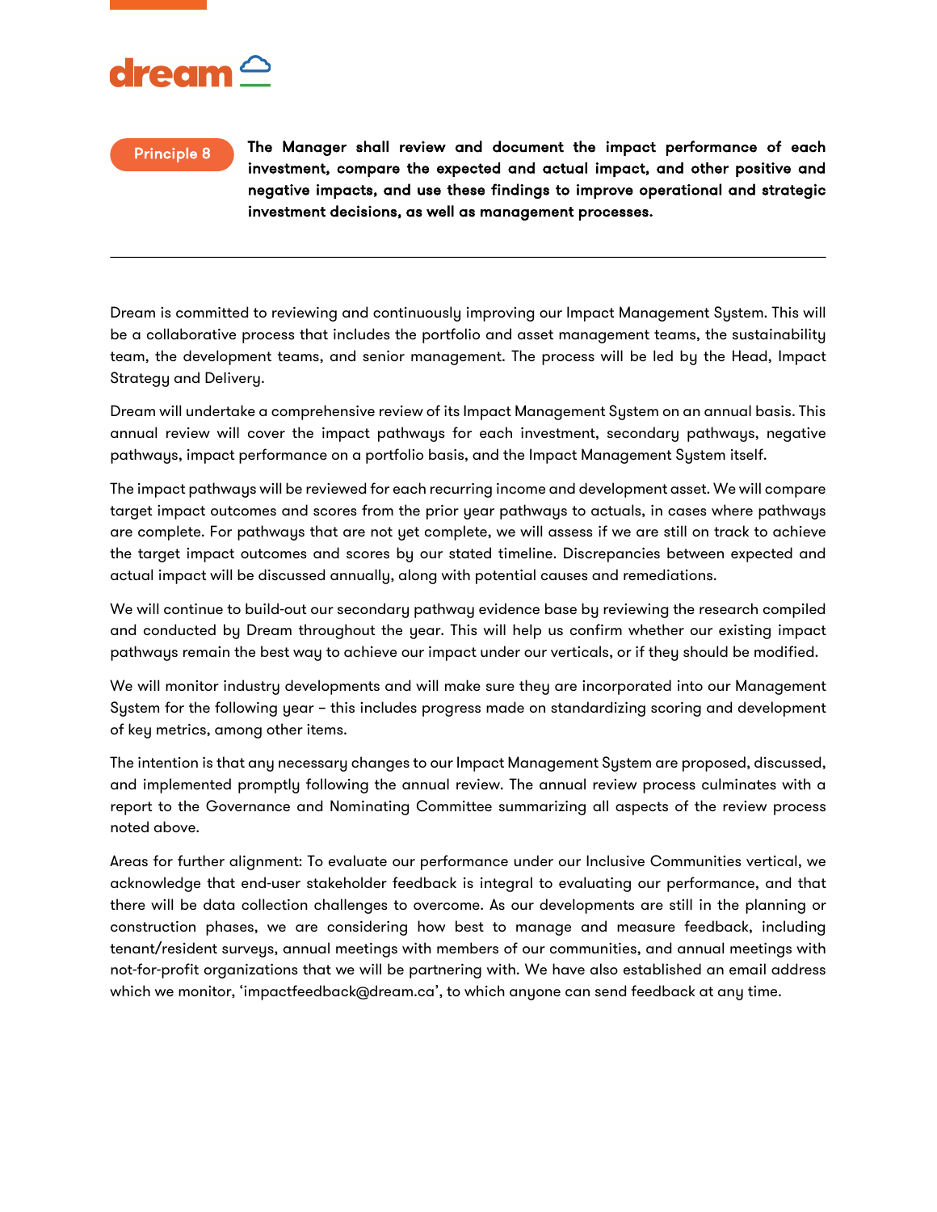**Principle 8** **The Manager shall review and document the impact performance of each investment, compare the expected and actual impact, and other positive and negative impacts, and use these findings to improve operational and strategic investment decisions, as well as management processes.**

---

Dream is committed to reviewing and continuously improving our Impact Management System. This will be a collaborative process that includes the portfolio and asset management teams, the sustainability team, the development teams, and senior management. The process will be led by the Head, Impact Strategy and Delivery.

Dream will undertake a comprehensive review of its Impact Management System on an annual basis. This annual review will cover the impact pathways for each investment, secondary pathways, negative pathways, impact performance on a portfolio basis, and the Impact Management System itself.

The impact pathways will be reviewed for each recurring income and development asset. We will compare target impact outcomes and scores from the prior year pathways to actuals, in cases where pathways are complete. For pathways that are not yet complete, we will assess if we are still on track to achieve the target impact outcomes and scores by our stated timeline. Discrepancies between expected and actual impact will be discussed annually, along with potential causes and remediations.

We will continue to build-out our secondary pathway evidence base by reviewing the research compiled and conducted by Dream throughout the year. This will help us confirm whether our existing impact pathways remain the best way to achieve our impact under our verticals, or if they should be modified.

We will monitor industry developments and will make sure they are incorporated into our Management System for the following year – this includes progress made on standardizing scoring and development of key metrics, among other items.

The intention is that any necessary changes to our Impact Management System are proposed, discussed, and implemented promptly following the annual review. The annual review process culminates with a report to the Governance and Nominating Committee summarizing all aspects of the review process noted above.

Areas for further alignment: To evaluate our performance under our Inclusive Communities vertical, we acknowledge that end-user stakeholder feedback is integral to evaluating our performance, and that there will be data collection challenges to overcome. As our developments are still in the planning or construction phases, we are considering how best to manage and measure feedback, including tenant/resident surveys, annual meetings with members of our communities, and annual meetings with not-for-profit organizations that we will be partnering with. We have also established an email address which we monitor, 'impactfeedback@dream.ca', to which anyone can send feedback at any time.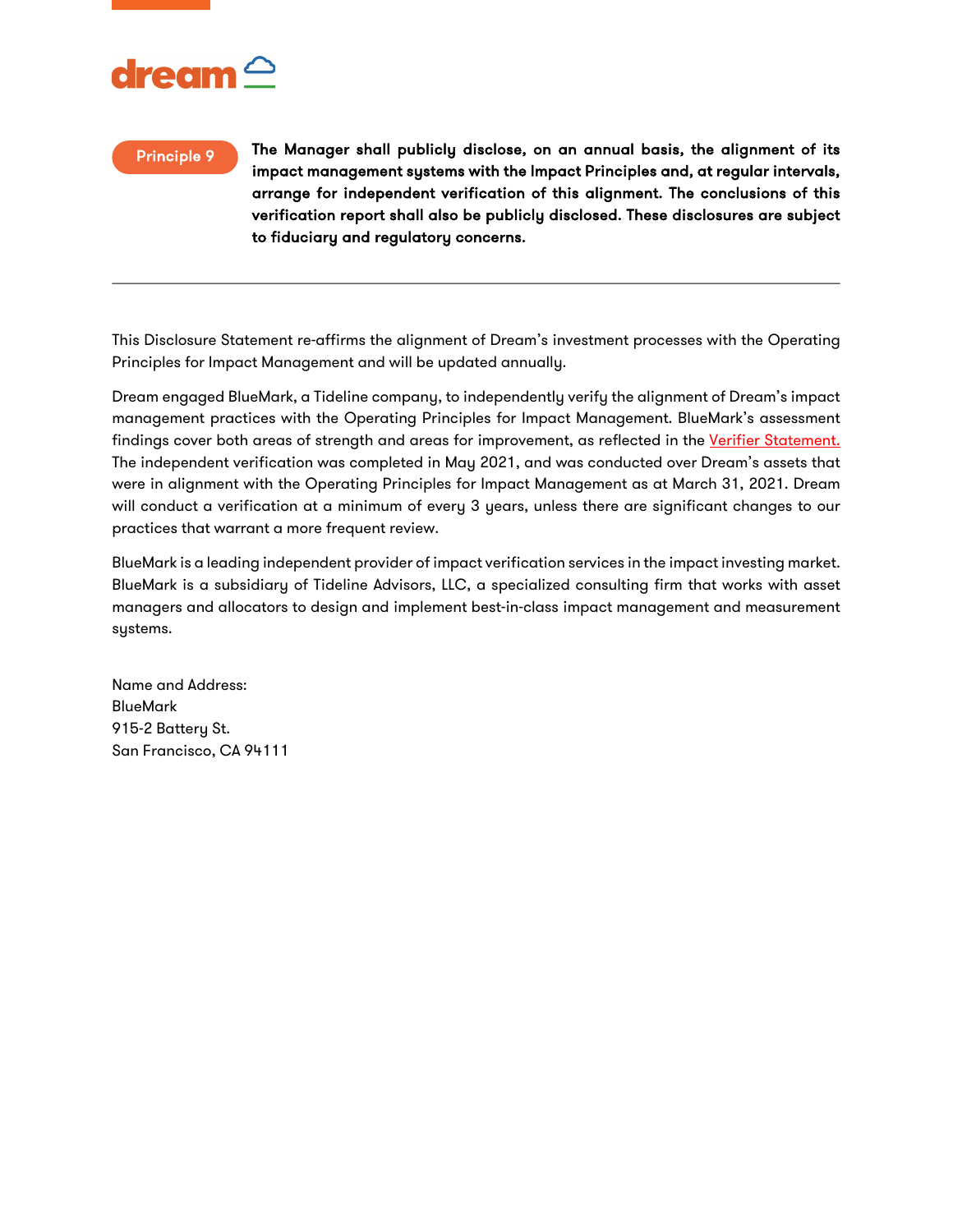**Principle 9** **The Manager shall publicly disclose, on an annual basis, the alignment of its impact management systems with the Impact Principles and, at regular intervals, arrange for independent verification of this alignment. The conclusions of this verification report shall also be publicly disclosed. These disclosures are subject to fiduciary and regulatory concerns.**

---

This Disclosure Statement re-affirms the alignment of Dream's investment processes with the Operating Principles for Impact Management and will be updated annually.

Dream engaged BlueMark, a Tideline company, to independently verify the alignment of Dream's impact management practices with the Operating Principles for Impact Management. BlueMark's assessment findings cover both areas of strength and areas for improvement, as reflected in the Verifier Statement. The independent verification was completed in May 2021, and was conducted over Dream's assets that were in alignment with the Operating Principles for Impact Management as at March 31, 2021. Dream will conduct a verification at a minimum of every 3 years, unless there are significant changes to our practices that warrant a more frequent review.

BlueMark is a leading independent provider of impact verification services in the impact investing market. BlueMark is a subsidiary of Tideline Advisors, LLC, a specialized consulting firm that works with asset managers and allocators to design and implement best-in-class impact management and measurement systems.

Name and Address:
BlueMark
915-2 Battery St.
San Francisco, CA 94111